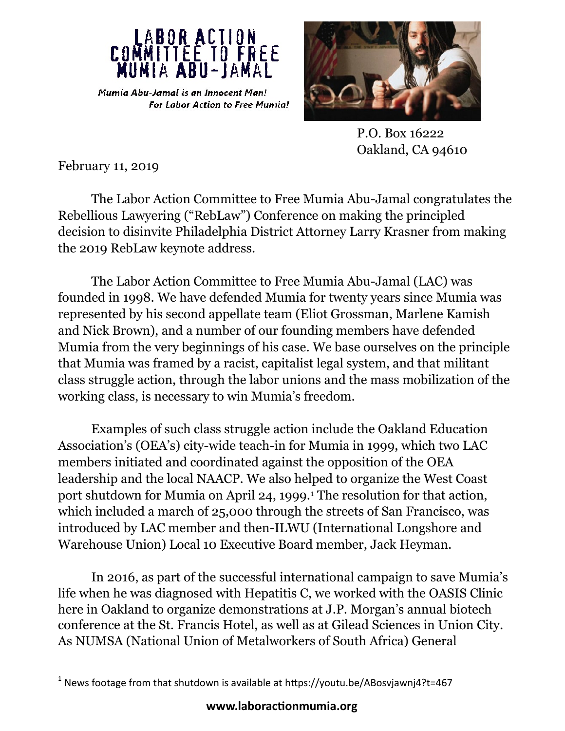# LABOR ACTION COMMITTEE TO FREE MUMIA ABU-JAMAL

*Mumia Abu-Jamal is an Innocent Man!*
*For Labor Action to Free Mumia!*

P.O. Box 16222
Oakland, CA 94610

February 11, 2019

The Labor Action Committee to Free Mumia Abu-Jamal congratulates the Rebellious Lawyering ("RebLaw") Conference on making the principled decision to disinvite Philadelphia District Attorney Larry Krasner from making the 2019 RebLaw keynote address.

The Labor Action Committee to Free Mumia Abu-Jamal (LAC) was founded in 1998. We have defended Mumia for twenty years since Mumia was represented by his second appellate team (Eliot Grossman, Marlene Kamish and Nick Brown), and a number of our founding members have defended Mumia from the very beginnings of his case. We base ourselves on the principle that Mumia was framed by a racist, capitalist legal system, and that militant class struggle action, through the labor unions and the mass mobilization of the working class, is necessary to win Mumia's freedom.

Examples of such class struggle action include the Oakland Education Association's (OEA's) city-wide teach-in for Mumia in 1999, which two LAC members initiated and coordinated against the opposition of the OEA leadership and the local NAACP. We also helped to organize the West Coast port shutdown for Mumia on April 24, 1999.[1] The resolution for that action, which included a march of 25,000 through the streets of San Francisco, was introduced by LAC member and then-ILWU (International Longshore and Warehouse Union) Local 10 Executive Board member, Jack Heyman.

In 2016, as part of the successful international campaign to save Mumia's life when he was diagnosed with Hepatitis C, we worked with the OASIS Clinic here in Oakland to organize demonstrations at J.P. Morgan's annual biotech conference at the St. Francis Hotel, as well as at Gilead Sciences in Union City. As NUMSA (National Union of Metalworkers of South Africa) General

[1] News footage from that shutdown is available at https://youtu.be/ABosvjawnj4?t=467

**www.laboractionmumia.org**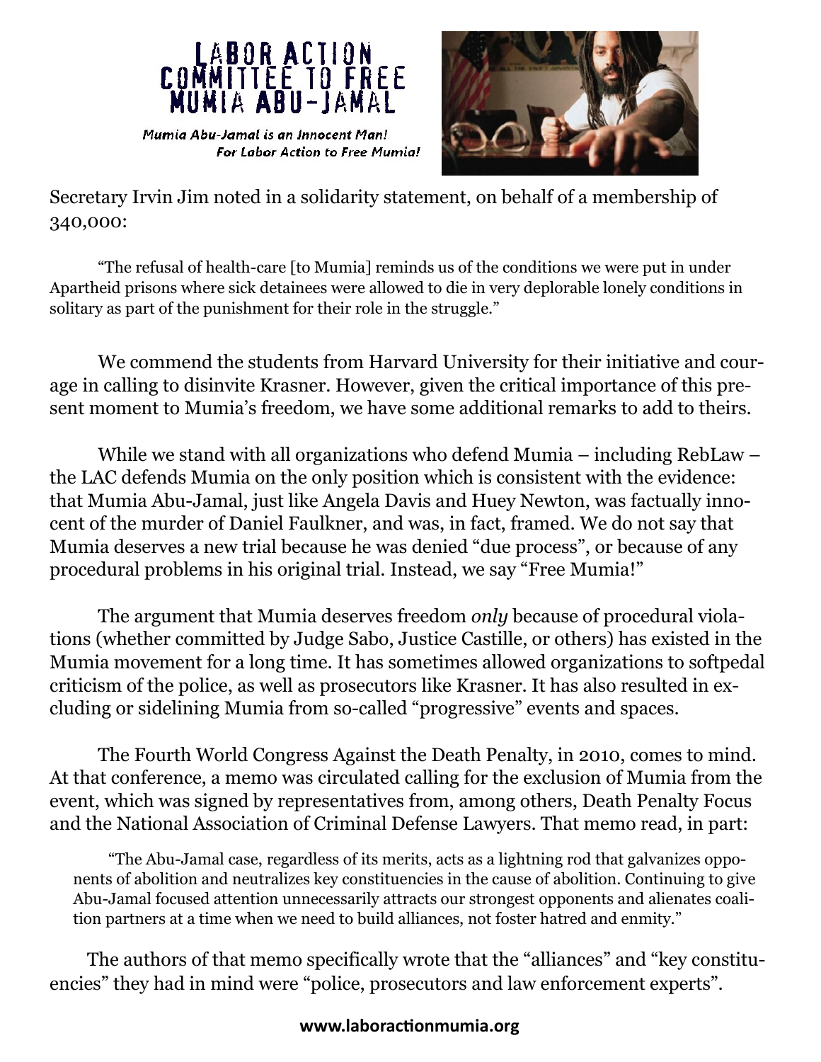# LABOR ACTION COMMITTEE TO FREE MUMIA ABU-JAMAL

*Mumia Abu-Jamal is an Innocent Man!*
*For Labor Action to Free Mumia!*

Secretary Irvin Jim noted in a solidarity statement, on behalf of a membership of 340,000:

> "The refusal of health-care [to Mumia] reminds us of the conditions we were put in under Apartheid prisons where sick detainees were allowed to die in very deplorable lonely conditions in solitary as part of the punishment for their role in the struggle."

We commend the students from Harvard University for their initiative and courage in calling to disinvite Krasner. However, given the critical importance of this present moment to Mumia's freedom, we have some additional remarks to add to theirs.

While we stand with all organizations who defend Mumia – including RebLaw – the LAC defends Mumia on the only position which is consistent with the evidence: that Mumia Abu-Jamal, just like Angela Davis and Huey Newton, was factually innocent of the murder of Daniel Faulkner, and was, in fact, framed. We do not say that Mumia deserves a new trial because he was denied "due process", or because of any procedural problems in his original trial. Instead, we say "Free Mumia!"

The argument that Mumia deserves freedom *only* because of procedural violations (whether committed by Judge Sabo, Justice Castille, or others) has existed in the Mumia movement for a long time. It has sometimes allowed organizations to softpedal criticism of the police, as well as prosecutors like Krasner. It has also resulted in excluding or sidelining Mumia from so-called "progressive" events and spaces.

The Fourth World Congress Against the Death Penalty, in 2010, comes to mind. At that conference, a memo was circulated calling for the exclusion of Mumia from the event, which was signed by representatives from, among others, Death Penalty Focus and the National Association of Criminal Defense Lawyers. That memo read, in part:

> "The Abu-Jamal case, regardless of its merits, acts as a lightning rod that galvanizes opponents of abolition and neutralizes key constituencies in the cause of abolition. Continuing to give Abu-Jamal focused attention unnecessarily attracts our strongest opponents and alienates coalition partners at a time when we need to build alliances, not foster hatred and enmity."

The authors of that memo specifically wrote that the "alliances" and "key constituencies" they had in mind were "police, prosecutors and law enforcement experts".

**www.laboractionmumia.org**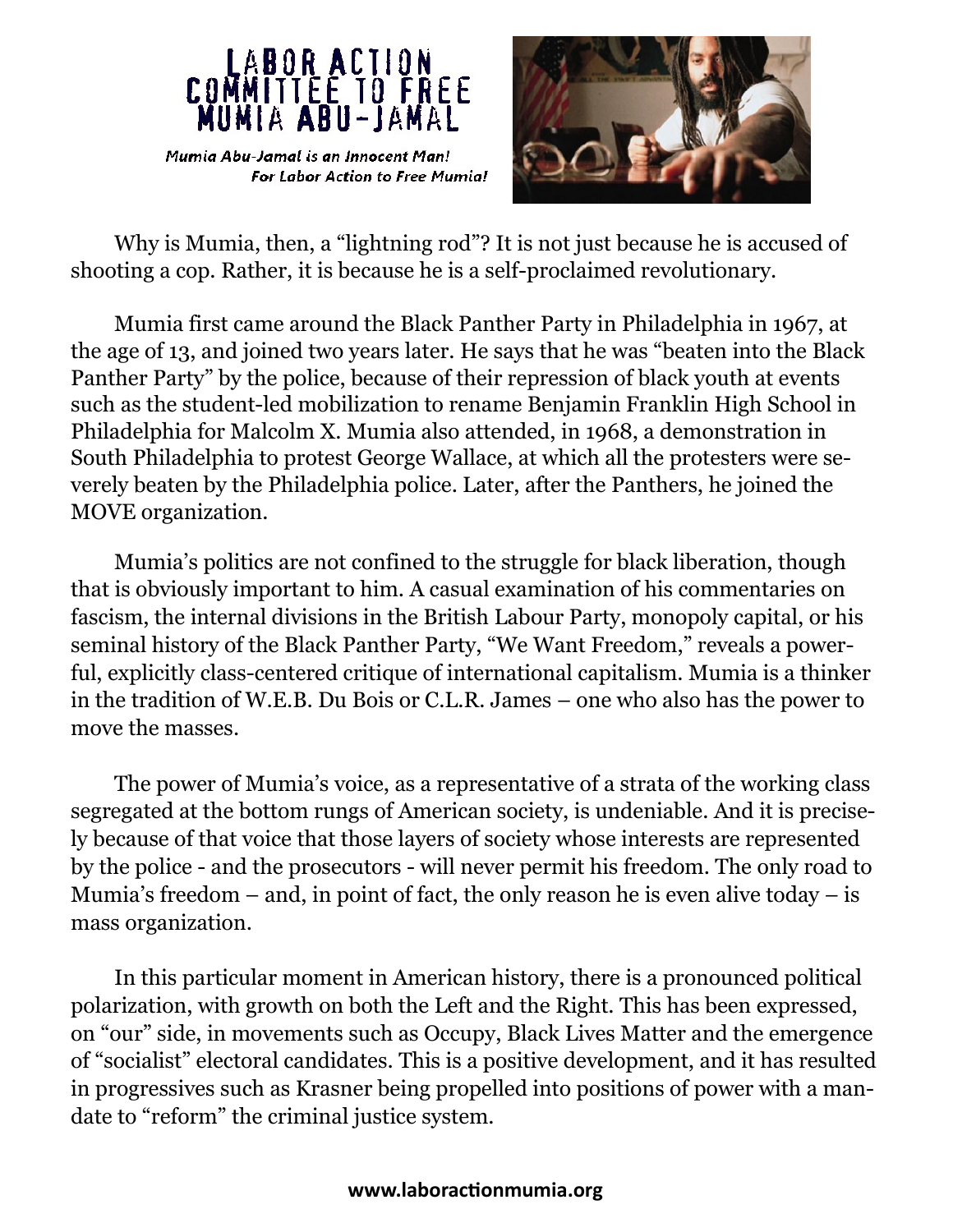Why is Mumia, then, a "lightning rod"? It is not just because he is accused of shooting a cop. Rather, it is because he is a self-proclaimed revolutionary.

Mumia first came around the Black Panther Party in Philadelphia in 1967, at the age of 13, and joined two years later. He says that he was "beaten into the Black Panther Party" by the police, because of their repression of black youth at events such as the student-led mobilization to rename Benjamin Franklin High School in Philadelphia for Malcolm X. Mumia also attended, in 1968, a demonstration in South Philadelphia to protest George Wallace, at which all the protesters were severely beaten by the Philadelphia police. Later, after the Panthers, he joined the MOVE organization.

Mumia's politics are not confined to the struggle for black liberation, though that is obviously important to him. A casual examination of his commentaries on fascism, the internal divisions in the British Labour Party, monopoly capital, or his seminal history of the Black Panther Party, "We Want Freedom," reveals a powerful, explicitly class-centered critique of international capitalism. Mumia is a thinker in the tradition of W.E.B. Du Bois or C.L.R. James – one who also has the power to move the masses.

The power of Mumia's voice, as a representative of a strata of the working class segregated at the bottom rungs of American society, is undeniable. And it is precisely because of that voice that those layers of society whose interests are represented by the police - and the prosecutors - will never permit his freedom. The only road to Mumia's freedom – and, in point of fact, the only reason he is even alive today – is mass organization.

In this particular moment in American history, there is a pronounced political polarization, with growth on both the Left and the Right. This has been expressed, on "our" side, in movements such as Occupy, Black Lives Matter and the emergence of "socialist" electoral candidates. This is a positive development, and it has resulted in progressives such as Krasner being propelled into positions of power with a mandate to "reform" the criminal justice system.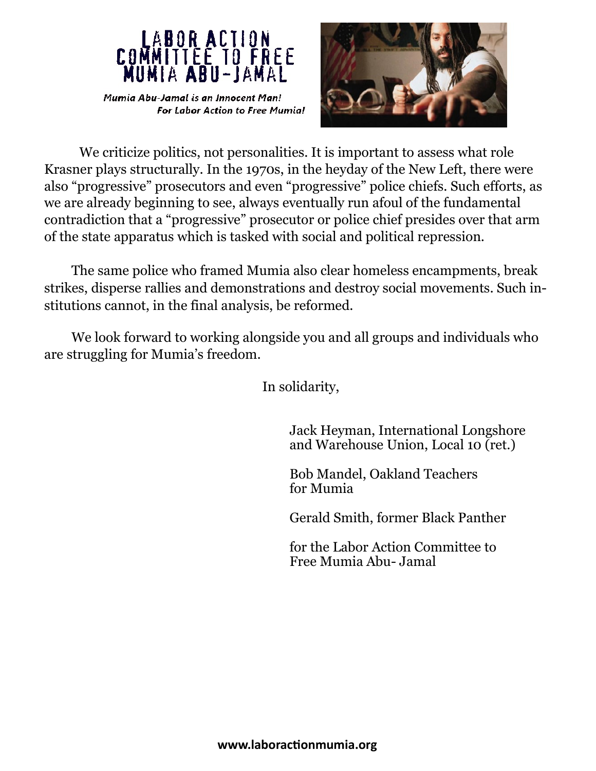# LABOR ACTION COMMITTEE TO FREE MUMIA ABU-JAMAL

*Mumia Abu-Jamal is an Innocent Man!*
*For Labor Action to Free Mumia!*

We criticize politics, not personalities. It is important to assess what role Krasner plays structurally. In the 1970s, in the heyday of the New Left, there were also "progressive" prosecutors and even "progressive" police chiefs. Such efforts, as we are already beginning to see, always eventually run afoul of the fundamental contradiction that a "progressive" prosecutor or police chief presides over that arm of the state apparatus which is tasked with social and political repression.

The same police who framed Mumia also clear homeless encampments, break strikes, disperse rallies and demonstrations and destroy social movements. Such institutions cannot, in the final analysis, be reformed.

We look forward to working alongside you and all groups and individuals who are struggling for Mumia's freedom.

In solidarity,

Jack Heyman, International Longshore and Warehouse Union, Local 10 (ret.)

Bob Mandel, Oakland Teachers for Mumia

Gerald Smith, former Black Panther

for the Labor Action Committee to Free Mumia Abu- Jamal

**www.laboractionmumia.org**